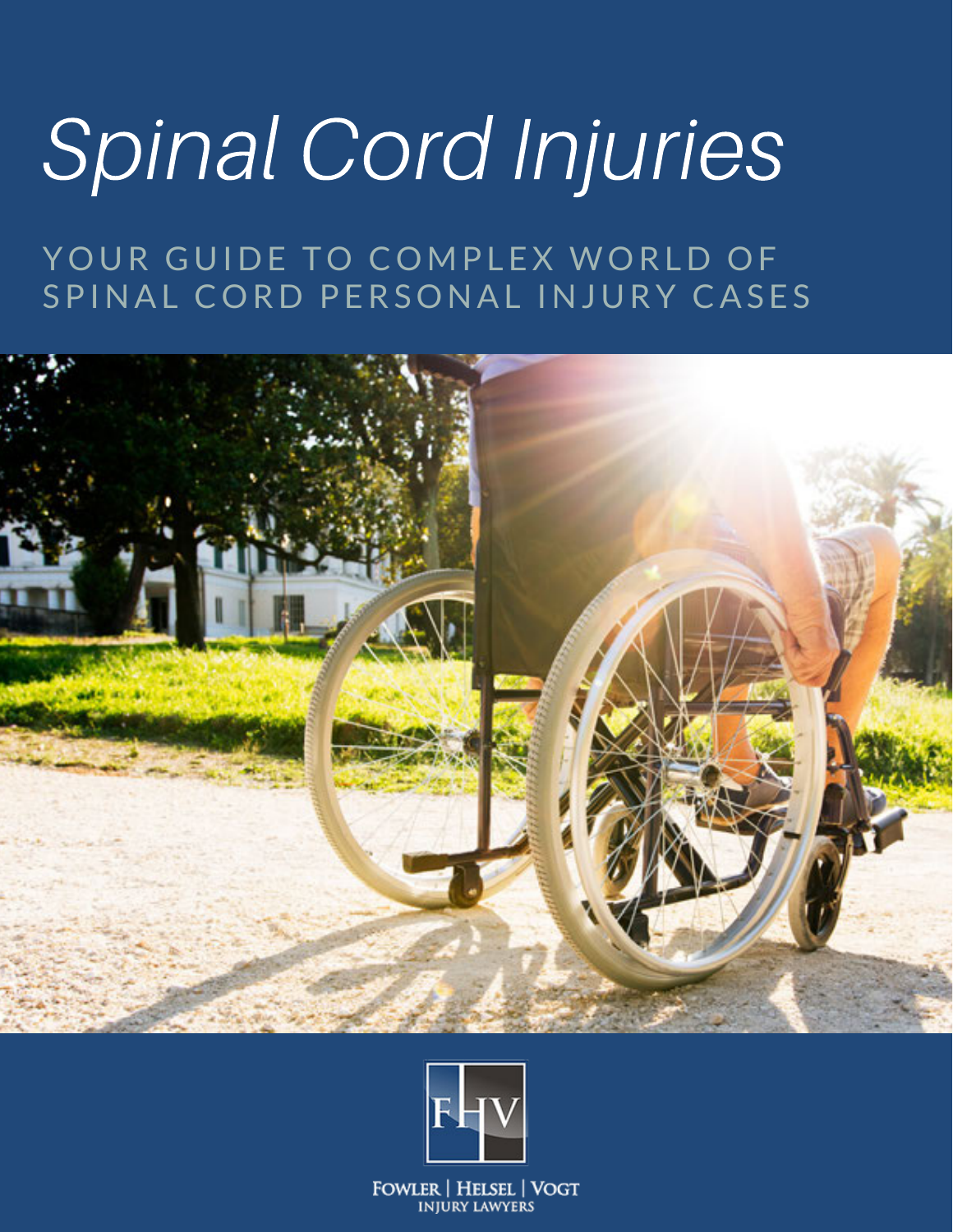# Spinal Cord Injuries

YOUR GUIDE TO COMPLEX WORLD OF SPINAL CORD PERSONAL INJURY CASES

FOWLER | HELSEL | VOGT
INJURY LAWYERS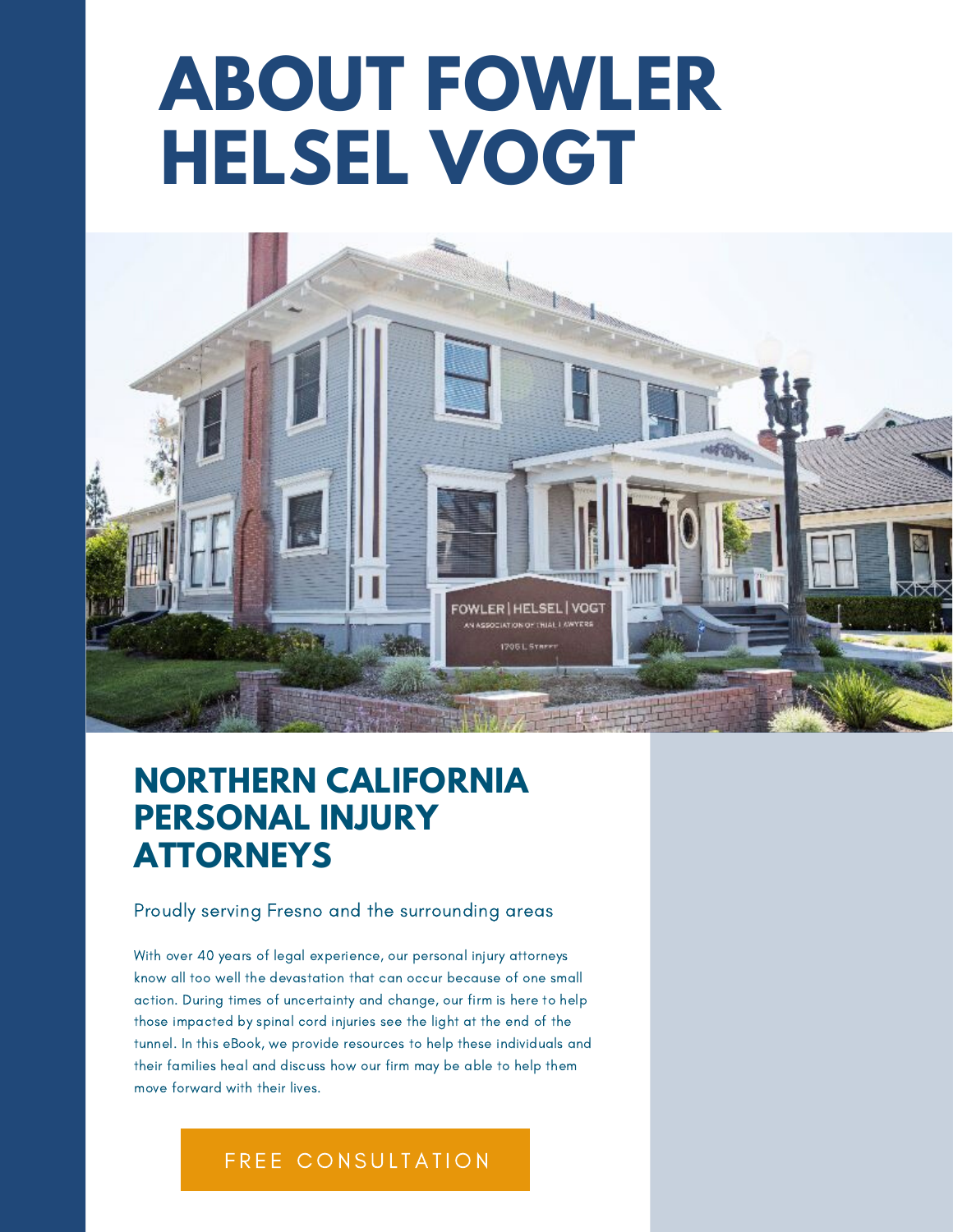# ABOUT FOWLER HELSEL VOGT

## NORTHERN CALIFORNIA PERSONAL INJURY ATTORNEYS

Proudly serving Fresno and the surrounding areas

With over 40 years of legal experience, our personal injury attorneys know all too well the devastation that can occur because of one small action. During times of uncertainty and change, our firm is here to help those impacted by spinal cord injuries see the light at the end of the tunnel. In this eBook, we provide resources to help these individuals and their families heal and discuss how our firm may be able to help them move forward with their lives.

FREE CONSULTATION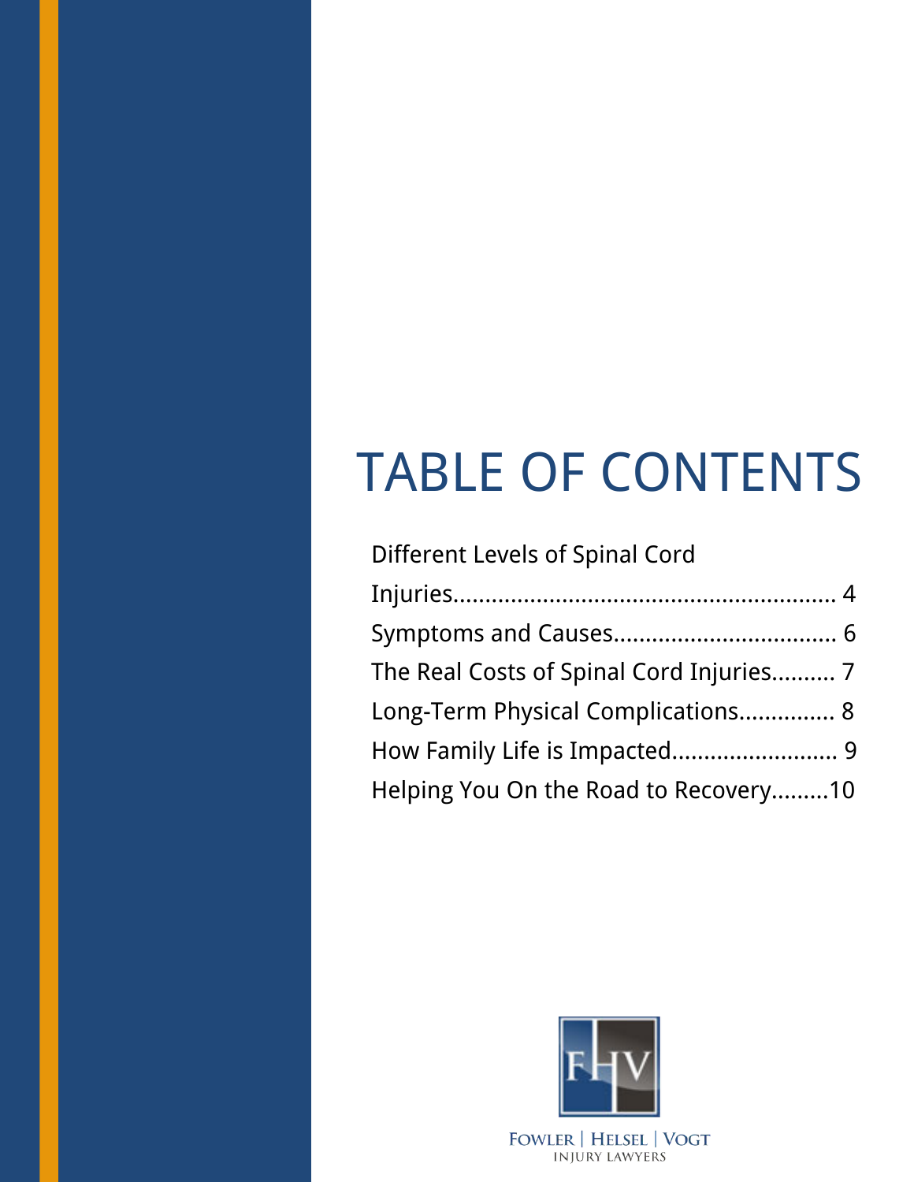# TABLE OF CONTENTS

Different Levels of Spinal Cord Injuries.......................................................... 4

Symptoms and Causes.................................. 6

The Real Costs of Spinal Cord Injuries.......... 7

Long-Term Physical Complications............... 8

How Family Life is Impacted......................... 9

Helping You On the Road to Recovery.........10

FOWLER | HELSEL | VOGT
INJURY LAWYERS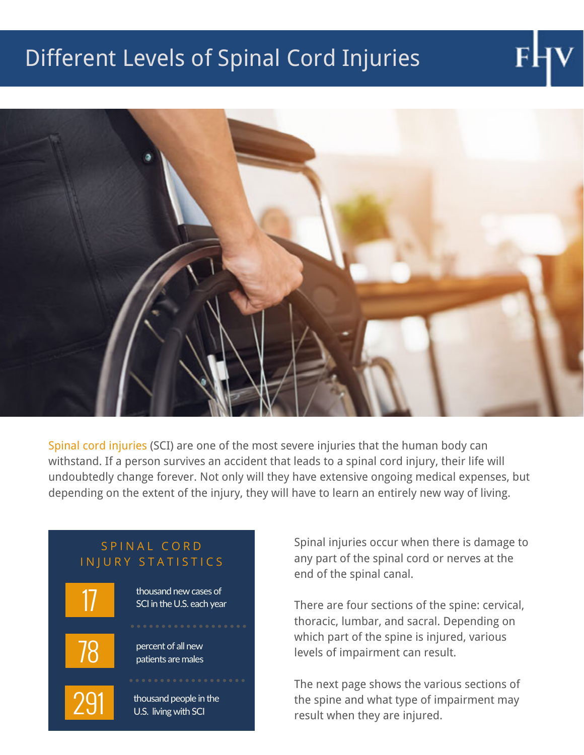# Different Levels of Spinal Cord Injuries

Spinal cord injuries (SCI) are one of the most severe injuries that the human body can withstand. If a person survives an accident that leads to a spinal cord injury, their life will undoubtedly change forever. Not only will they have extensive ongoing medical expenses, but depending on the extent of the injury, they will have to learn an entirely new way of living.

## SPINAL CORD INJURY STATISTICS

**17** thousand new cases of SCI in the U.S. each year

**78** percent of all new patients are males

**291** thousand people in the U.S. living with SCI

Spinal injuries occur when there is damage to any part of the spinal cord or nerves at the end of the spinal canal.

There are four sections of the spine: cervical, thoracic, lumbar, and sacral. Depending on which part of the spine is injured, various levels of impairment can result.

The next page shows the various sections of the spine and what type of impairment may result when they are injured.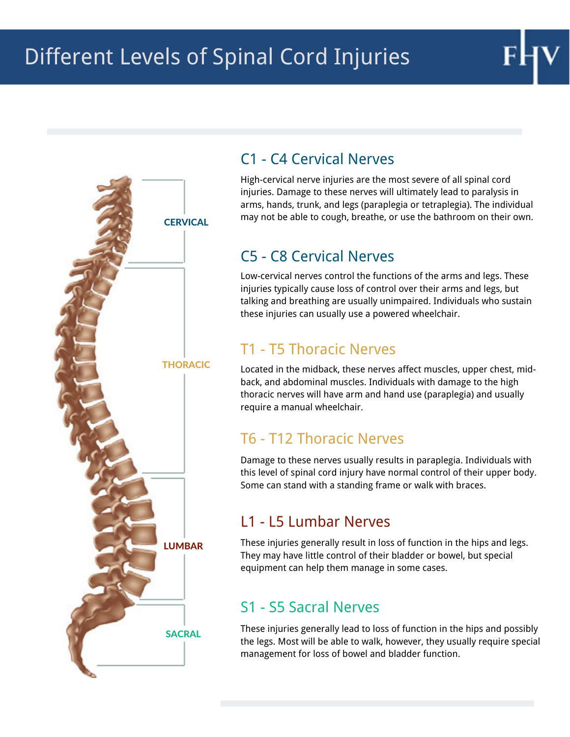# Different Levels of Spinal Cord Injuries

CERVICAL

THORACIC

LUMBAR

SACRAL

## C1 - C4 Cervical Nerves

High-cervical nerve injuries are the most severe of all spinal cord injuries. Damage to these nerves will ultimately lead to paralysis in arms, hands, trunk, and legs (paraplegia or tetraplegia). The individual may not be able to cough, breathe, or use the bathroom on their own.

## C5 - C8 Cervical Nerves

Low-cervical nerves control the functions of the arms and legs. These injuries typically cause loss of control over their arms and legs, but talking and breathing are usually unimpaired. Individuals who sustain these injuries can usually use a powered wheelchair.

## T1 - T5 Thoracic Nerves

Located in the midback, these nerves affect muscles, upper chest, mid-back, and abdominal muscles. Individuals with damage to the high thoracic nerves will have arm and hand use (paraplegia) and usually require a manual wheelchair.

## T6 - T12 Thoracic Nerves

Damage to these nerves usually results in paraplegia. Individuals with this level of spinal cord injury have normal control of their upper body. Some can stand with a standing frame or walk with braces.

## L1 - L5 Lumbar Nerves

These injuries generally result in loss of function in the hips and legs. They may have little control of their bladder or bowel, but special equipment can help them manage in some cases.

## S1 - S5 Sacral Nerves

These injuries generally lead to loss of function in the hips and possibly the legs. Most will be able to walk, however, they usually require special management for loss of bowel and bladder function.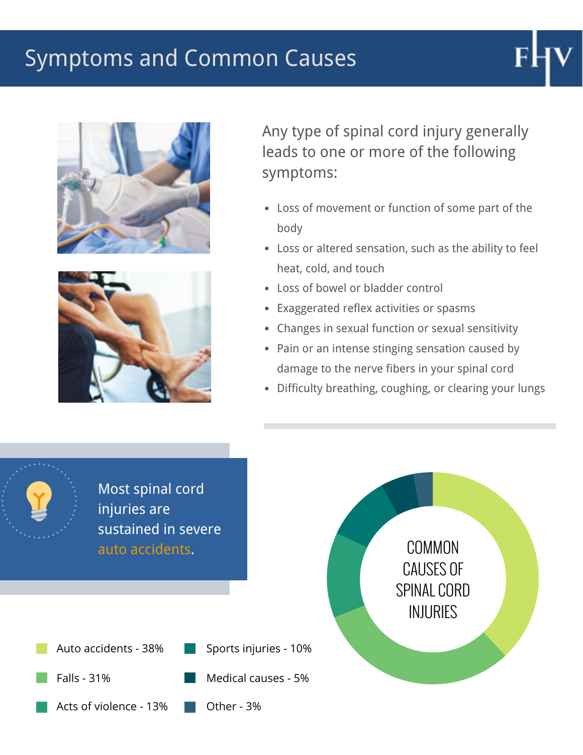# Symptoms and Common Causes

Any type of spinal cord injury generally leads to one or more of the following symptoms:

- Loss of movement or function of some part of the body
- Loss or altered sensation, such as the ability to feel heat, cold, and touch
- Loss of bowel or bladder control
- Exaggerated reflex activities or spasms
- Changes in sexual function or sexual sensitivity
- Pain or an intense stinging sensation caused by damage to the nerve fibers in your spinal cord
- Difficulty breathing, coughing, or clearing your lungs

Most spinal cord injuries are sustained in severe auto accidents.

## COMMON CAUSES OF SPINAL CORD INJURIES

- Auto accidents - 38%
- Falls - 31%
- Acts of violence - 13%
- Sports injuries - 10%
- Medical causes - 5%
- Other - 3%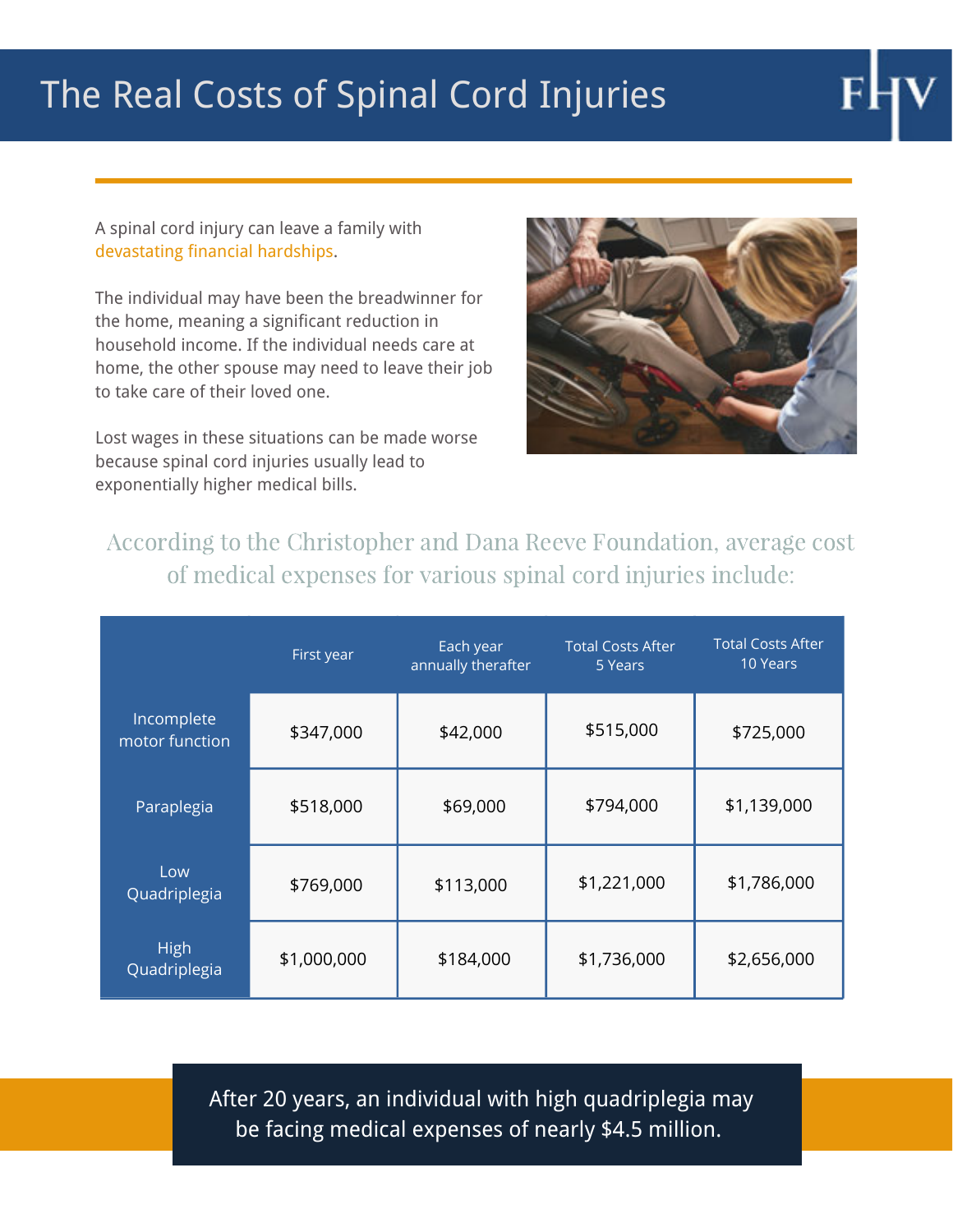# The Real Costs of Spinal Cord Injuries

A spinal cord injury can leave a family with devastating financial hardships.

The individual may have been the breadwinner for the home, meaning a significant reduction in household income. If the individual needs care at home, the other spouse may need to leave their job to take care of their loved one.

Lost wages in these situations can be made worse because spinal cord injuries usually lead to exponentially higher medical bills.

According to the Christopher and Dana Reeve Foundation, average cost of medical expenses for various spinal cord injuries include:

| | First year | Each year annually therafter | Total Costs After 5 Years | Total Costs After 10 Years |
|---|---|---|---|---|
| Incomplete motor function | $347,000 | $42,000 | $515,000 | $725,000 |
| Paraplegia | $518,000 | $69,000 | $794,000 | $1,139,000 |
| Low Quadriplegia | $769,000 | $113,000 | $1,221,000 | $1,786,000 |
| High Quadriplegia | $1,000,000 | $184,000 | $1,736,000 | $2,656,000 |

After 20 years, an individual with high quadriplegia may be facing medical expenses of nearly $4.5 million.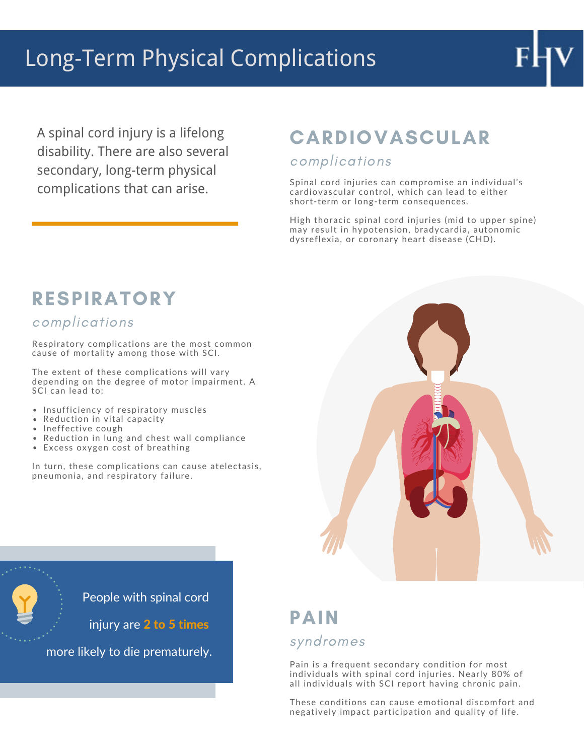# Long-Term Physical Complications

A spinal cord injury is a lifelong disability. There are also several secondary, long-term physical complications that can arise.

## CARDIOVASCULAR

*complications*

Spinal cord injuries can compromise an individual's cardiovascular control, which can lead to either short-term or long-term consequences.

High thoracic spinal cord injuries (mid to upper spine) may result in hypotension, bradycardia, autonomic dysreflexia, or coronary heart disease (CHD).

## RESPIRATORY

*complications*

Respiratory complications are the most common cause of mortality among those with SCI.

The extent of these complications will vary depending on the degree of motor impairment. A SCI can lead to:

- Insufficiency of respiratory muscles
- Reduction in vital capacity
- Ineffective cough
- Reduction in lung and chest wall compliance
- Excess oxygen cost of breathing

In turn, these complications can cause atelectasis, pneumonia, and respiratory failure.

People with spinal cord injury are **2 to 5 times** more likely to die prematurely.

## PAIN

*syndromes*

Pain is a frequent secondary condition for most individuals with spinal cord injuries. Nearly 80% of all individuals with SCI report having chronic pain.

These conditions can cause emotional discomfort and negatively impact participation and quality of life.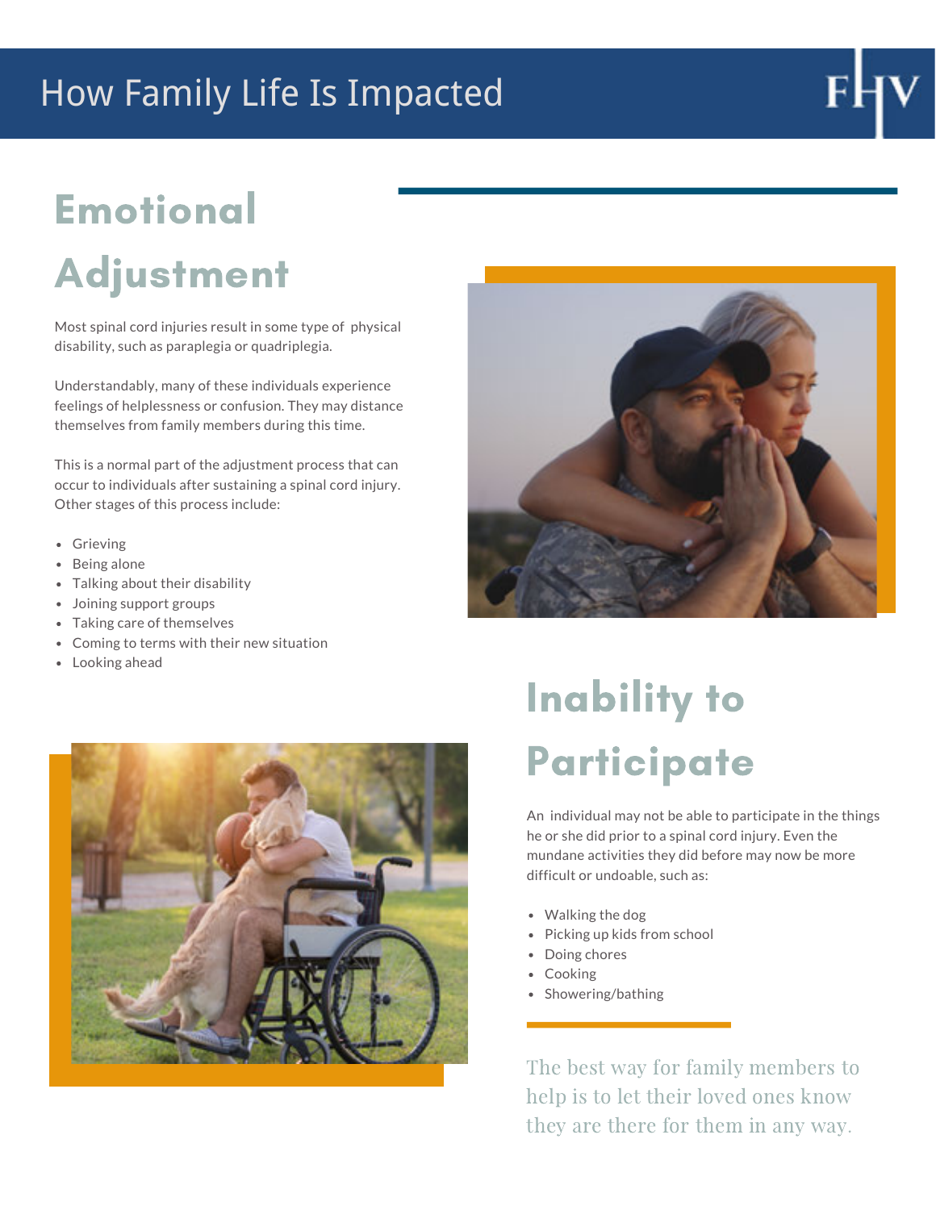# How Family Life Is Impacted

## Emotional Adjustment

Most spinal cord injuries result in some type of physical disability, such as paraplegia or quadriplegia.

Understandably, many of these individuals experience feelings of helplessness or confusion. They may distance themselves from family members during this time.

This is a normal part of the adjustment process that can occur to individuals after sustaining a spinal cord injury. Other stages of this process include:

- Grieving
- Being alone
- Talking about their disability
- Joining support groups
- Taking care of themselves
- Coming to terms with their new situation
- Looking ahead

## Inability to Participate

An individual may not be able to participate in the things he or she did prior to a spinal cord injury. Even the mundane activities they did before may now be more difficult or undoable, such as:

- Walking the dog
- Picking up kids from school
- Doing chores
- Cooking
- Showering/bathing

The best way for family members to help is to let their loved ones know they are there for them in any way.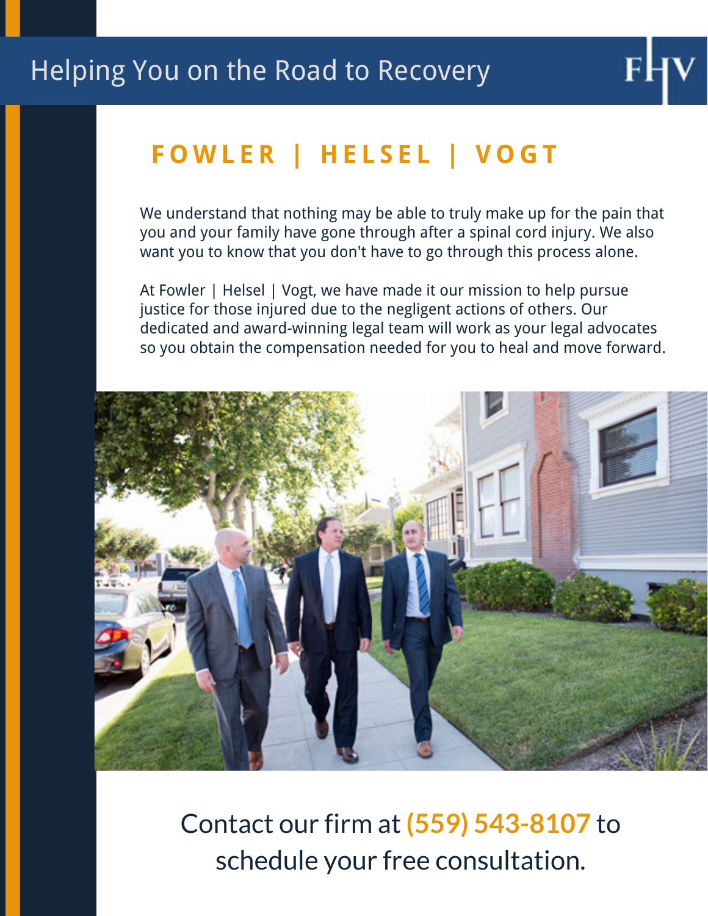# Helping You on the Road to Recovery

## FOWLER | HELSEL | VOGT

We understand that nothing may be able to truly make up for the pain that you and your family have gone through after a spinal cord injury. We also want you to know that you don't have to go through this process alone.

At Fowler | Helsel | Vogt, we have made it our mission to help pursue justice for those injured due to the negligent actions of others. Our dedicated and award-winning legal team will work as your legal advocates so you obtain the compensation needed for you to heal and move forward.

Contact our firm at **(559) 543-8107** to schedule your free consultation.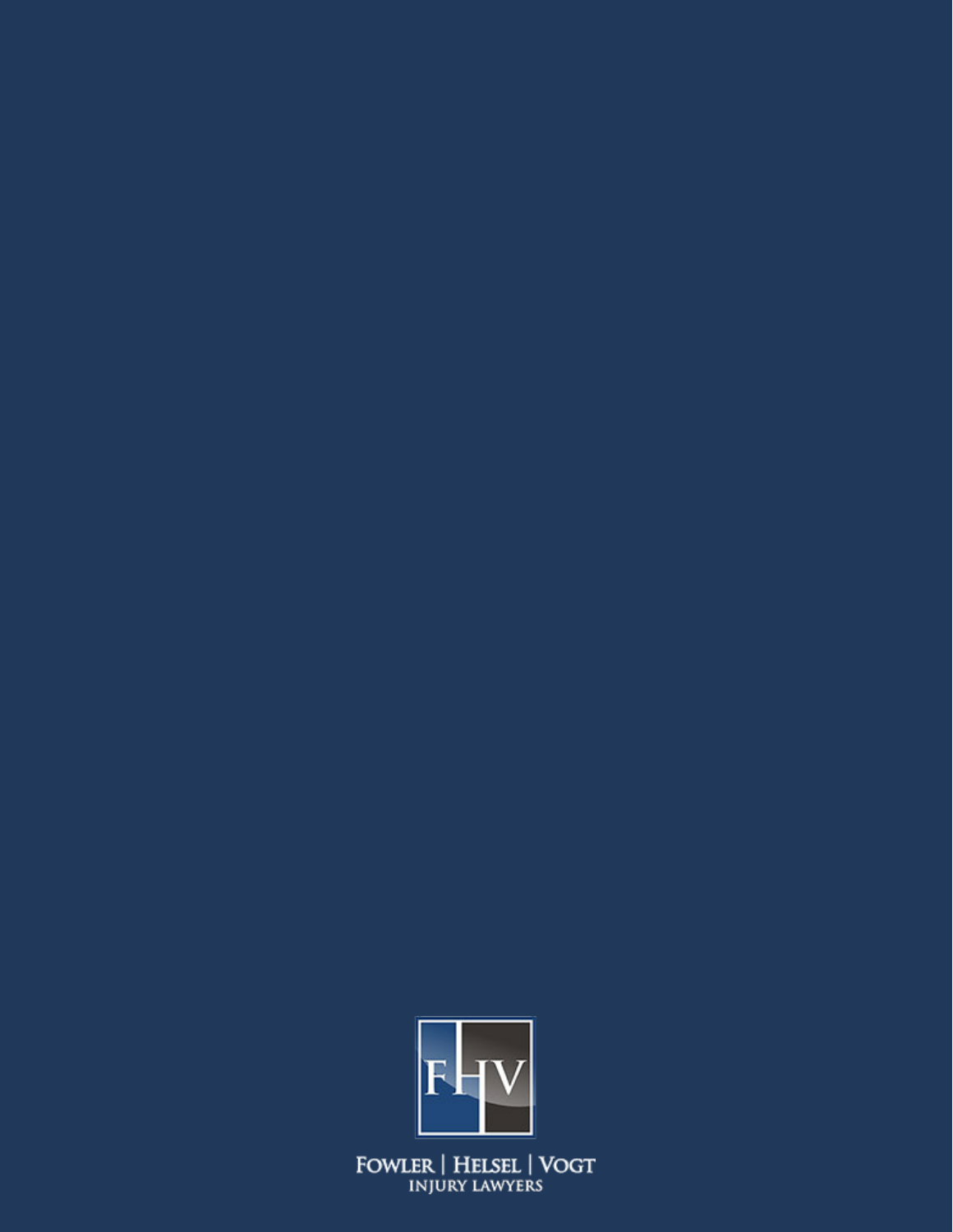FHV

FOWLER | HELSEL | VOGT

INJURY LAWYERS